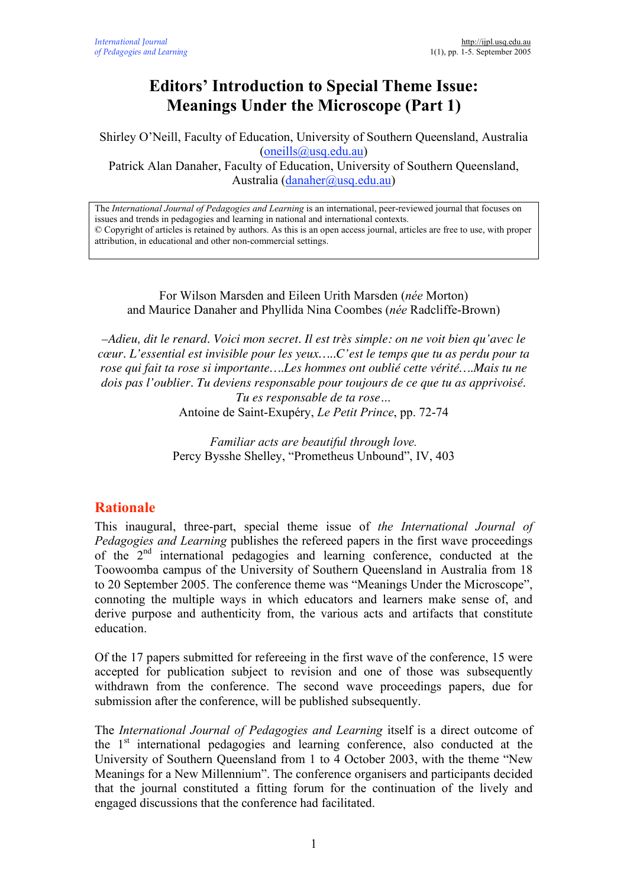# Editors' Introduction to Special Theme Issue: Meanings Under the Microscope (Part 1)

Shirley O'Neill, Faculty of Education, University of Southern Queensland, Australia (oneills@usq.edu.au)
Patrick Alan Danaher, Faculty of Education, University of Southern Queensland, Australia (danaher@usq.edu.au)

The *International Journal of Pedagogies and Learning* is an international, peer-reviewed journal that focuses on issues and trends in pedagogies and learning in national and international contexts.
© Copyright of articles is retained by authors. As this is an open access journal, articles are free to use, with proper attribution, in educational and other non-commercial settings.

For Wilson Marsden and Eileen Urith Marsden (*née* Morton)
and Maurice Danaher and Phyllida Nina Coombes (*née* Radcliffe-Brown)

*–Adieu, dit le renard. Voici mon secret. Il est très simple: on ne voit bien qu'avec le cœur. L'essentiel est invisible pour les yeux…..C'est le temps que tu as perdu pour ta rose qui fait ta rose si importante….Les hommes ont oublié cette vérité….Mais tu ne dois pas l'oublier. Tu deviens responsable pour toujours de ce que tu as apprivoisé. Tu es responsable de ta rose…*
Antoine de Saint-Exupéry, *Le Petit Prince*, pp. 72-74

*Familiar acts are beautiful through love.*
Percy Bysshe Shelley, "Prometheus Unbound", IV, 403

## Rationale

This inaugural, three-part, special theme issue of *the International Journal of Pedagogies and Learning* publishes the refereed papers in the first wave proceedings of the 2nd international pedagogies and learning conference, conducted at the Toowoomba campus of the University of Southern Queensland in Australia from 18 to 20 September 2005. The conference theme was "Meanings Under the Microscope", connoting the multiple ways in which educators and learners make sense of, and derive purpose and authenticity from, the various acts and artifacts that constitute education.

Of the 17 papers submitted for refereeing in the first wave of the conference, 15 were accepted for publication subject to revision and one of those was subsequently withdrawn from the conference. The second wave proceedings papers, due for submission after the conference, will be published subsequently.

The *International Journal of Pedagogies and Learning* itself is a direct outcome of the 1st international pedagogies and learning conference, also conducted at the University of Southern Queensland from 1 to 4 October 2003, with the theme "New Meanings for a New Millennium". The conference organisers and participants decided that the journal constituted a fitting forum for the continuation of the lively and engaged discussions that the conference had facilitated.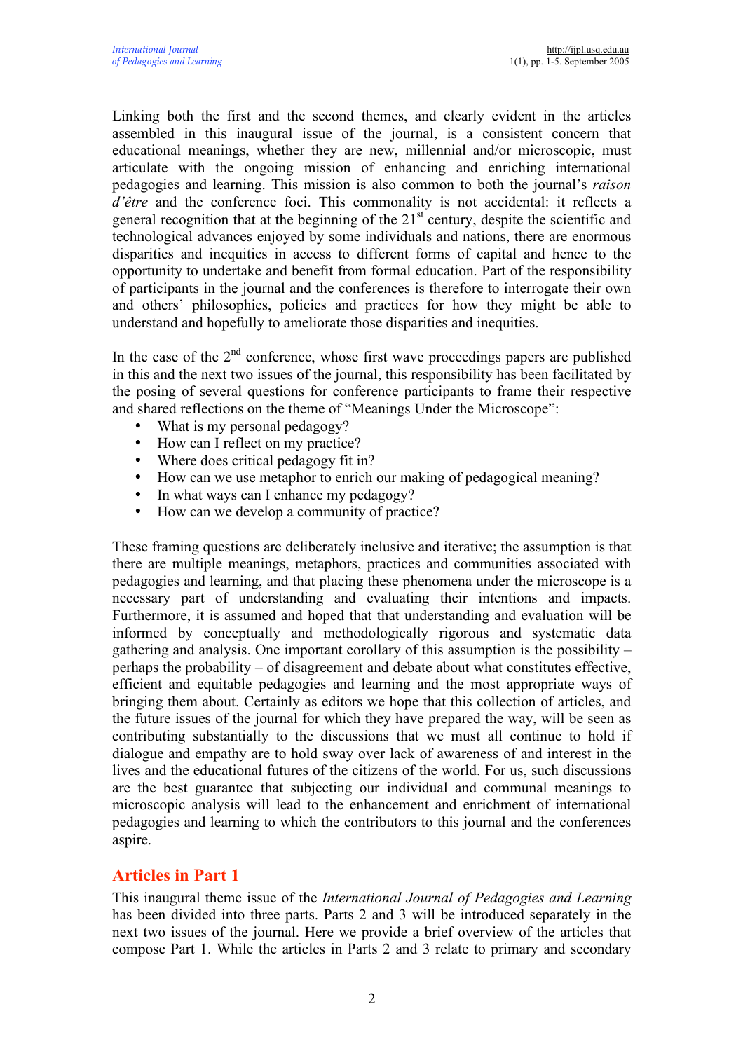Linking both the first and the second themes, and clearly evident in the articles assembled in this inaugural issue of the journal, is a consistent concern that educational meanings, whether they are new, millennial and/or microscopic, must articulate with the ongoing mission of enhancing and enriching international pedagogies and learning. This mission is also common to both the journal's *raison d'être* and the conference foci. This commonality is not accidental: it reflects a general recognition that at the beginning of the 21st century, despite the scientific and technological advances enjoyed by some individuals and nations, there are enormous disparities and inequities in access to different forms of capital and hence to the opportunity to undertake and benefit from formal education. Part of the responsibility of participants in the journal and the conferences is therefore to interrogate their own and others' philosophies, policies and practices for how they might be able to understand and hopefully to ameliorate those disparities and inequities.

In the case of the 2nd conference, whose first wave proceedings papers are published in this and the next two issues of the journal, this responsibility has been facilitated by the posing of several questions for conference participants to frame their respective and shared reflections on the theme of "Meanings Under the Microscope":

- What is my personal pedagogy?
- How can I reflect on my practice?
- Where does critical pedagogy fit in?
- How can we use metaphor to enrich our making of pedagogical meaning?
- In what ways can I enhance my pedagogy?
- How can we develop a community of practice?

These framing questions are deliberately inclusive and iterative; the assumption is that there are multiple meanings, metaphors, practices and communities associated with pedagogies and learning, and that placing these phenomena under the microscope is a necessary part of understanding and evaluating their intentions and impacts. Furthermore, it is assumed and hoped that that understanding and evaluation will be informed by conceptually and methodologically rigorous and systematic data gathering and analysis. One important corollary of this assumption is the possibility – perhaps the probability – of disagreement and debate about what constitutes effective, efficient and equitable pedagogies and learning and the most appropriate ways of bringing them about. Certainly as editors we hope that this collection of articles, and the future issues of the journal for which they have prepared the way, will be seen as contributing substantially to the discussions that we must all continue to hold if dialogue and empathy are to hold sway over lack of awareness of and interest in the lives and the educational futures of the citizens of the world. For us, such discussions are the best guarantee that subjecting our individual and communal meanings to microscopic analysis will lead to the enhancement and enrichment of international pedagogies and learning to which the contributors to this journal and the conferences aspire.

## Articles in Part 1

This inaugural theme issue of the *International Journal of Pedagogies and Learning* has been divided into three parts. Parts 2 and 3 will be introduced separately in the next two issues of the journal. Here we provide a brief overview of the articles that compose Part 1. While the articles in Parts 2 and 3 relate to primary and secondary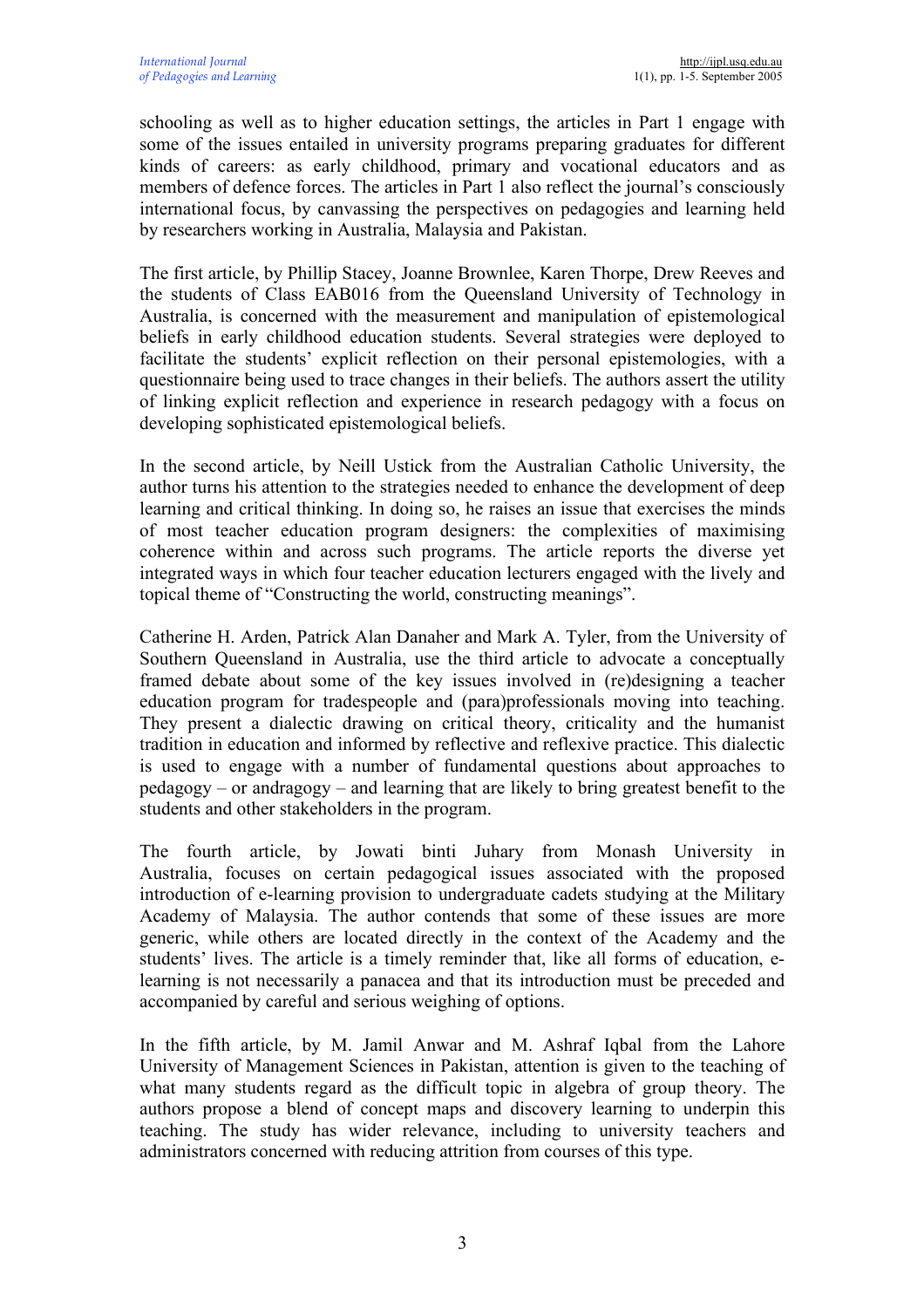schooling as well as to higher education settings, the articles in Part 1 engage with some of the issues entailed in university programs preparing graduates for different kinds of careers: as early childhood, primary and vocational educators and as members of defence forces. The articles in Part 1 also reflect the journal's consciously international focus, by canvassing the perspectives on pedagogies and learning held by researchers working in Australia, Malaysia and Pakistan.

The first article, by Phillip Stacey, Joanne Brownlee, Karen Thorpe, Drew Reeves and the students of Class EAB016 from the Queensland University of Technology in Australia, is concerned with the measurement and manipulation of epistemological beliefs in early childhood education students. Several strategies were deployed to facilitate the students' explicit reflection on their personal epistemologies, with a questionnaire being used to trace changes in their beliefs. The authors assert the utility of linking explicit reflection and experience in research pedagogy with a focus on developing sophisticated epistemological beliefs.

In the second article, by Neill Ustick from the Australian Catholic University, the author turns his attention to the strategies needed to enhance the development of deep learning and critical thinking. In doing so, he raises an issue that exercises the minds of most teacher education program designers: the complexities of maximising coherence within and across such programs. The article reports the diverse yet integrated ways in which four teacher education lecturers engaged with the lively and topical theme of "Constructing the world, constructing meanings".

Catherine H. Arden, Patrick Alan Danaher and Mark A. Tyler, from the University of Southern Queensland in Australia, use the third article to advocate a conceptually framed debate about some of the key issues involved in (re)designing a teacher education program for tradespeople and (para)professionals moving into teaching. They present a dialectic drawing on critical theory, criticality and the humanist tradition in education and informed by reflective and reflexive practice. This dialectic is used to engage with a number of fundamental questions about approaches to pedagogy – or andragogy – and learning that are likely to bring greatest benefit to the students and other stakeholders in the program.

The fourth article, by Jowati binti Juhary from Monash University in Australia, focuses on certain pedagogical issues associated with the proposed introduction of e-learning provision to undergraduate cadets studying at the Military Academy of Malaysia. The author contends that some of these issues are more generic, while others are located directly in the context of the Academy and the students' lives. The article is a timely reminder that, like all forms of education, e-learning is not necessarily a panacea and that its introduction must be preceded and accompanied by careful and serious weighing of options.

In the fifth article, by M. Jamil Anwar and M. Ashraf Iqbal from the Lahore University of Management Sciences in Pakistan, attention is given to the teaching of what many students regard as the difficult topic in algebra of group theory. The authors propose a blend of concept maps and discovery learning to underpin this teaching. The study has wider relevance, including to university teachers and administrators concerned with reducing attrition from courses of this type.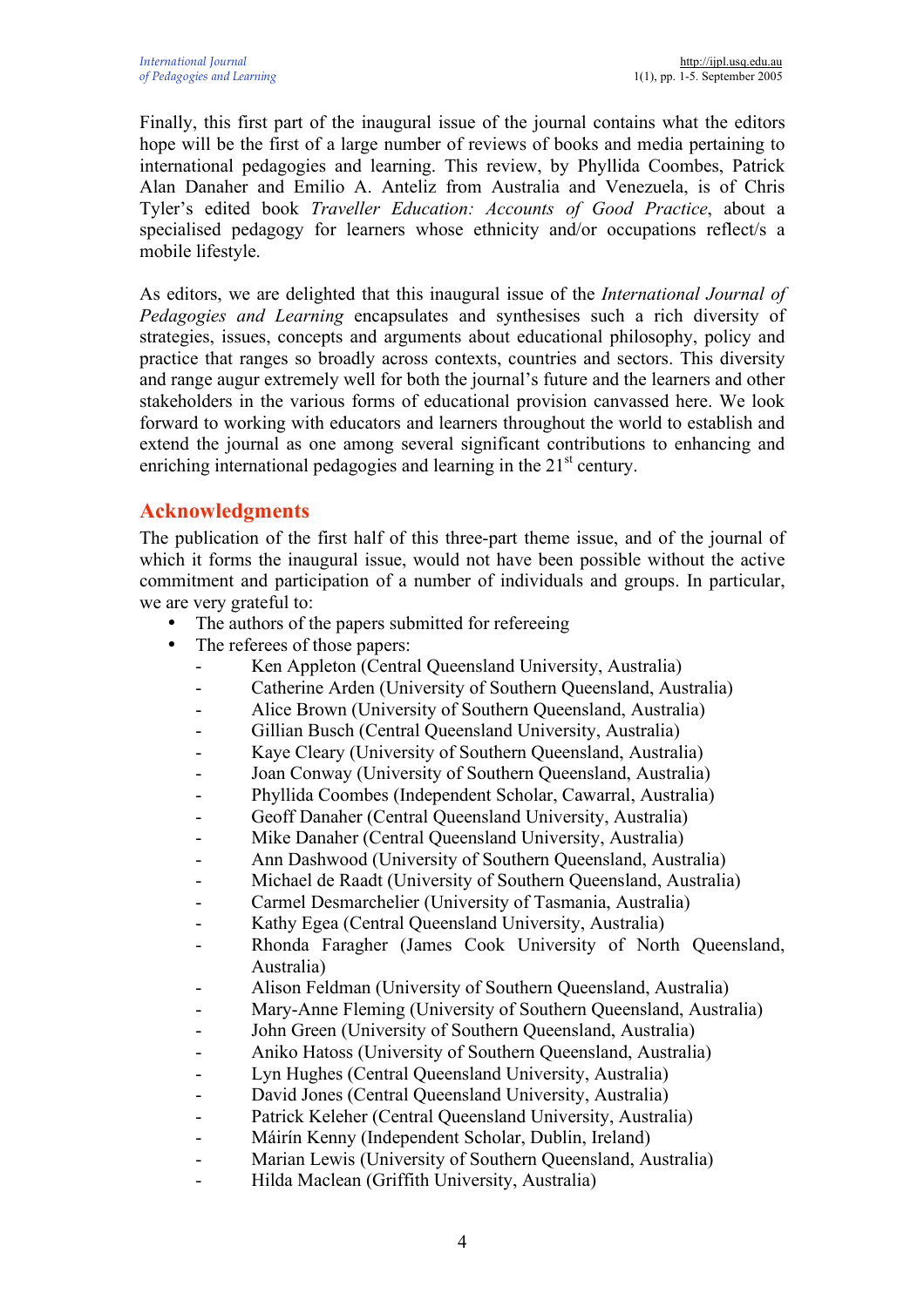Finally, this first part of the inaugural issue of the journal contains what the editors hope will be the first of a large number of reviews of books and media pertaining to international pedagogies and learning. This review, by Phyllida Coombes, Patrick Alan Danaher and Emilio A. Anteliz from Australia and Venezuela, is of Chris Tyler's edited book *Traveller Education: Accounts of Good Practice*, about a specialised pedagogy for learners whose ethnicity and/or occupations reflect/s a mobile lifestyle.

As editors, we are delighted that this inaugural issue of the *International Journal of Pedagogies and Learning* encapsulates and synthesises such a rich diversity of strategies, issues, concepts and arguments about educational philosophy, policy and practice that ranges so broadly across contexts, countries and sectors. This diversity and range augur extremely well for both the journal's future and the learners and other stakeholders in the various forms of educational provision canvassed here. We look forward to working with educators and learners throughout the world to establish and extend the journal as one among several significant contributions to enhancing and enriching international pedagogies and learning in the 21st century.

## Acknowledgments

The publication of the first half of this three-part theme issue, and of the journal of which it forms the inaugural issue, would not have been possible without the active commitment and participation of a number of individuals and groups. In particular, we are very grateful to:

- The authors of the papers submitted for refereeing
- The referees of those papers:
  - Ken Appleton (Central Queensland University, Australia)
  - Catherine Arden (University of Southern Queensland, Australia)
  - Alice Brown (University of Southern Queensland, Australia)
  - Gillian Busch (Central Queensland University, Australia)
  - Kaye Cleary (University of Southern Queensland, Australia)
  - Joan Conway (University of Southern Queensland, Australia)
  - Phyllida Coombes (Independent Scholar, Cawarral, Australia)
  - Geoff Danaher (Central Queensland University, Australia)
  - Mike Danaher (Central Queensland University, Australia)
  - Ann Dashwood (University of Southern Queensland, Australia)
  - Michael de Raadt (University of Southern Queensland, Australia)
  - Carmel Desmarchelier (University of Tasmania, Australia)
  - Kathy Egea (Central Queensland University, Australia)
  - Rhonda Faragher (James Cook University of North Queensland, Australia)
  - Alison Feldman (University of Southern Queensland, Australia)
  - Mary-Anne Fleming (University of Southern Queensland, Australia)
  - John Green (University of Southern Queensland, Australia)
  - Aniko Hatoss (University of Southern Queensland, Australia)
  - Lyn Hughes (Central Queensland University, Australia)
  - David Jones (Central Queensland University, Australia)
  - Patrick Keleher (Central Queensland University, Australia)
  - Máirín Kenny (Independent Scholar, Dublin, Ireland)
  - Marian Lewis (University of Southern Queensland, Australia)
  - Hilda Maclean (Griffith University, Australia)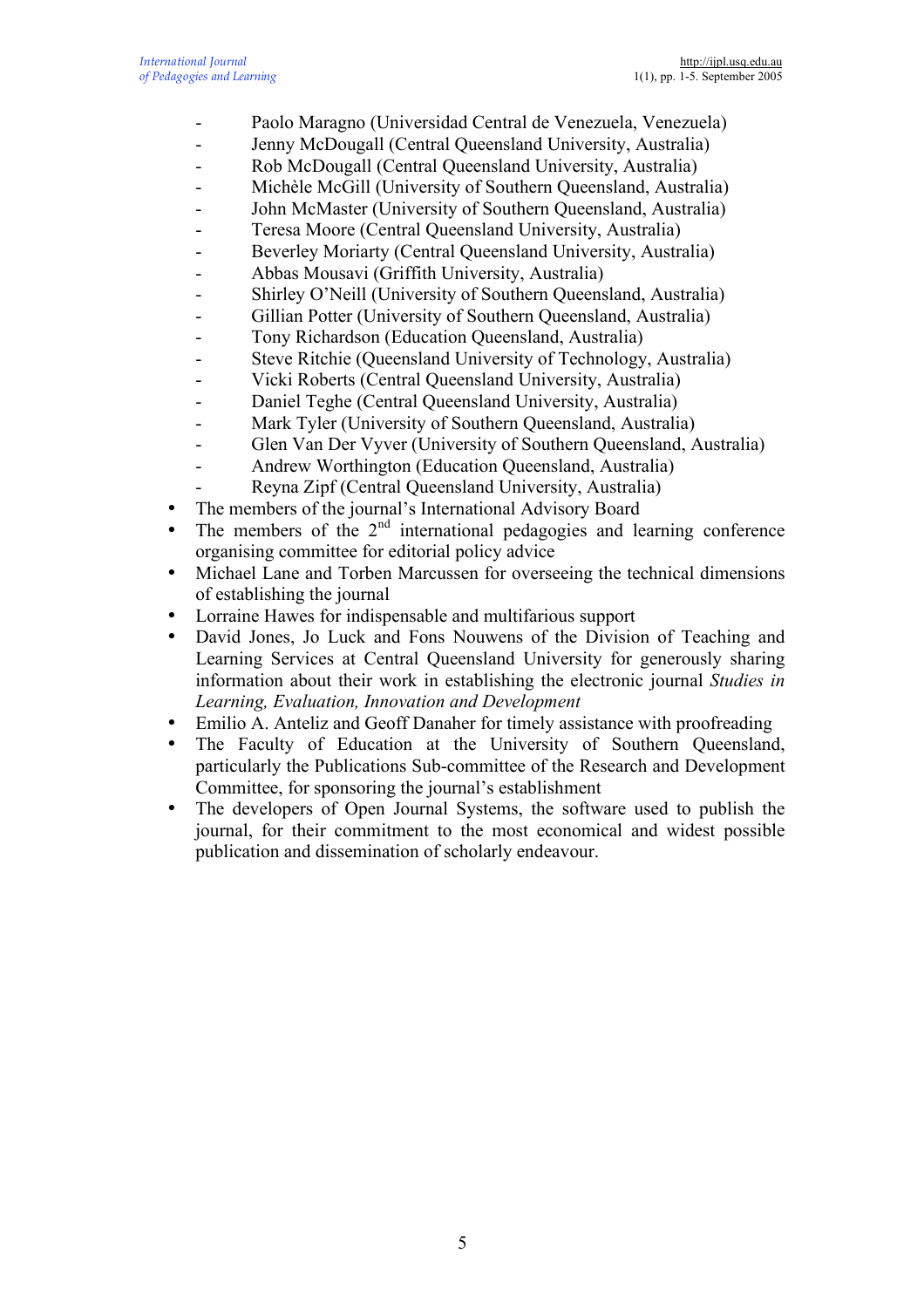- Paolo Maragno (Universidad Central de Venezuela, Venezuela)
  - Jenny McDougall (Central Queensland University, Australia)
  - Rob McDougall (Central Queensland University, Australia)
  - Michèle McGill (University of Southern Queensland, Australia)
  - John McMaster (University of Southern Queensland, Australia)
  - Teresa Moore (Central Queensland University, Australia)
  - Beverley Moriarty (Central Queensland University, Australia)
  - Abbas Mousavi (Griffith University, Australia)
  - Shirley O'Neill (University of Southern Queensland, Australia)
  - Gillian Potter (University of Southern Queensland, Australia)
  - Tony Richardson (Education Queensland, Australia)
  - Steve Ritchie (Queensland University of Technology, Australia)
  - Vicki Roberts (Central Queensland University, Australia)
  - Daniel Teghe (Central Queensland University, Australia)
  - Mark Tyler (University of Southern Queensland, Australia)
  - Glen Van Der Vyver (University of Southern Queensland, Australia)
  - Andrew Worthington (Education Queensland, Australia)
  - Reyna Zipf (Central Queensland University, Australia)
- The members of the journal's International Advisory Board
- The members of the 2nd international pedagogies and learning conference organising committee for editorial policy advice
- Michael Lane and Torben Marcussen for overseeing the technical dimensions of establishing the journal
- Lorraine Hawes for indispensable and multifarious support
- David Jones, Jo Luck and Fons Nouwens of the Division of Teaching and Learning Services at Central Queensland University for generously sharing information about their work in establishing the electronic journal *Studies in Learning, Evaluation, Innovation and Development*
- Emilio A. Anteliz and Geoff Danaher for timely assistance with proofreading
- The Faculty of Education at the University of Southern Queensland, particularly the Publications Sub-committee of the Research and Development Committee, for sponsoring the journal's establishment
- The developers of Open Journal Systems, the software used to publish the journal, for their commitment to the most economical and widest possible publication and dissemination of scholarly endeavour.